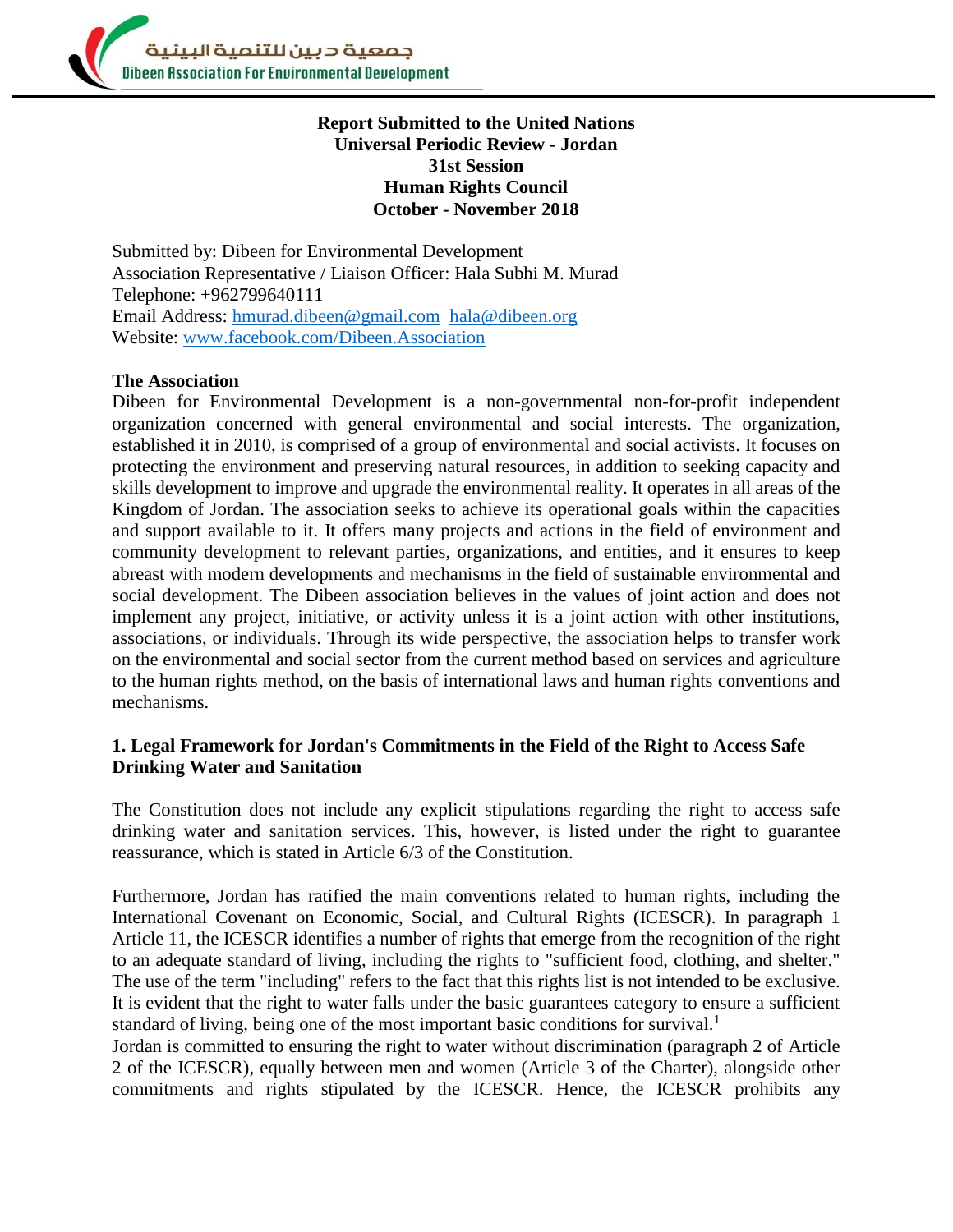جمعية دبين للتنمية البيئية
Dibeen Association For Environmental Development

**Report Submitted to the United Nations**
**Universal Periodic Review - Jordan**
**31st Session**
**Human Rights Council**
**October - November 2018**

Submitted by: Dibeen for Environmental Development
Association Representative / Liaison Officer: Hala Subhi M. Murad
Telephone: +962799640111
Email Address: hmurad.dibeen@gmail.com hala@dibeen.org
Website: www.facebook.com/Dibeen.Association

**The Association**

Dibeen for Environmental Development is a non-governmental non-for-profit independent organization concerned with general environmental and social interests. The organization, established it in 2010, is comprised of a group of environmental and social activists. It focuses on protecting the environment and preserving natural resources, in addition to seeking capacity and skills development to improve and upgrade the environmental reality. It operates in all areas of the Kingdom of Jordan. The association seeks to achieve its operational goals within the capacities and support available to it. It offers many projects and actions in the field of environment and community development to relevant parties, organizations, and entities, and it ensures to keep abreast with modern developments and mechanisms in the field of sustainable environmental and social development. The Dibeen association believes in the values of joint action and does not implement any project, initiative, or activity unless it is a joint action with other institutions, associations, or individuals. Through its wide perspective, the association helps to transfer work on the environmental and social sector from the current method based on services and agriculture to the human rights method, on the basis of international laws and human rights conventions and mechanisms.

## 1. Legal Framework for Jordan's Commitments in the Field of the Right to Access Safe Drinking Water and Sanitation

The Constitution does not include any explicit stipulations regarding the right to access safe drinking water and sanitation services. This, however, is listed under the right to guarantee reassurance, which is stated in Article 6/3 of the Constitution.

Furthermore, Jordan has ratified the main conventions related to human rights, including the International Covenant on Economic, Social, and Cultural Rights (ICESCR). In paragraph 1 Article 11, the ICESCR identifies a number of rights that emerge from the recognition of the right to an adequate standard of living, including the rights to "sufficient food, clothing, and shelter." The use of the term "including" refers to the fact that this rights list is not intended to be exclusive. It is evident that the right to water falls under the basic guarantees category to ensure a sufficient standard of living, being one of the most important basic conditions for survival.[1]

Jordan is committed to ensuring the right to water without discrimination (paragraph 2 of Article 2 of the ICESCR), equally between men and women (Article 3 of the Charter), alongside other commitments and rights stipulated by the ICESCR. Hence, the ICESCR prohibits any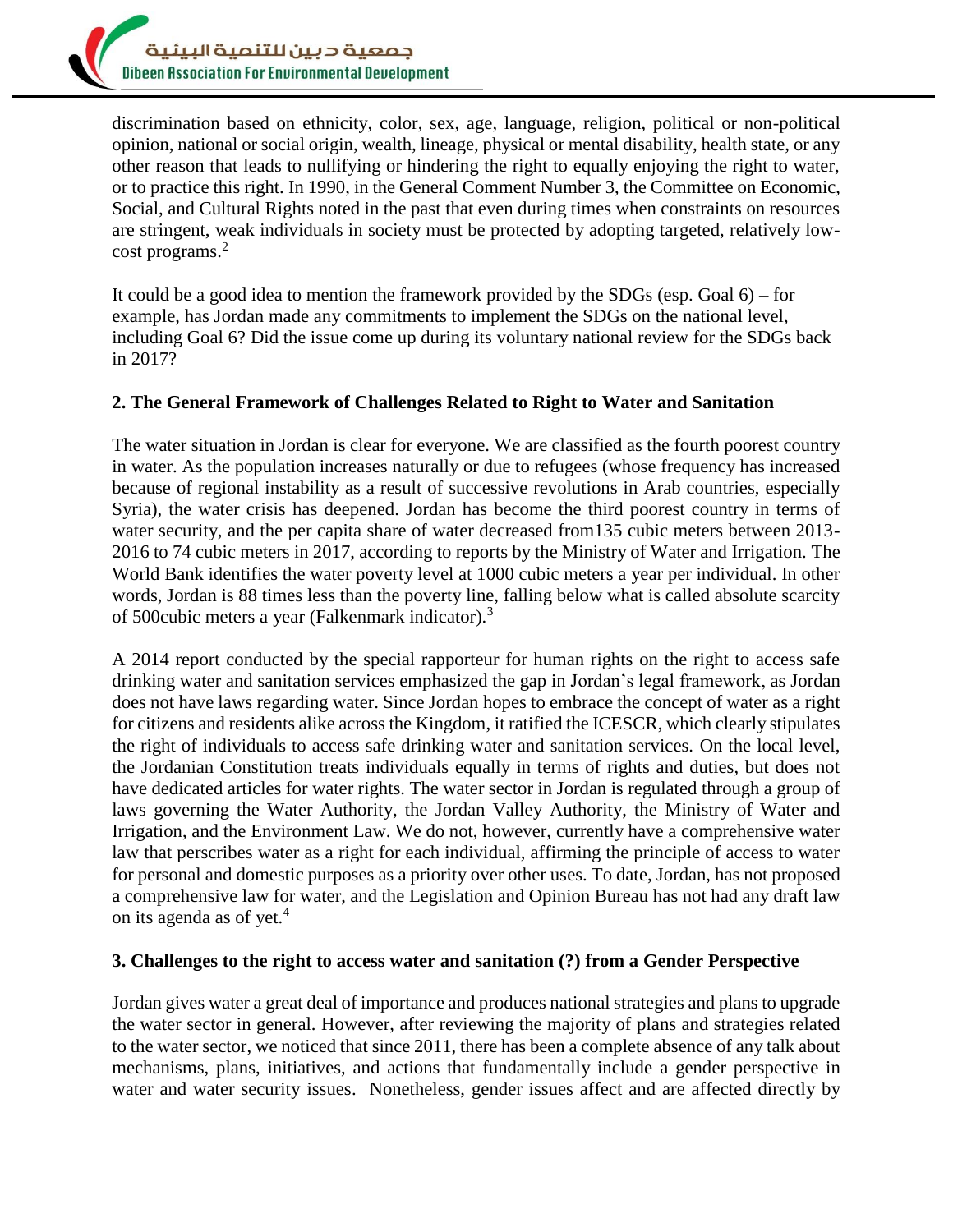discrimination based on ethnicity, color, sex, age, language, religion, political or non-political opinion, national or social origin, wealth, lineage, physical or mental disability, health state, or any other reason that leads to nullifying or hindering the right to equally enjoying the right to water, or to practice this right. In 1990, in the General Comment Number 3, the Committee on Economic, Social, and Cultural Rights noted in the past that even during times when constraints on resources are stringent, weak individuals in society must be protected by adopting targeted, relatively low-cost programs.[2]

It could be a good idea to mention the framework provided by the SDGs (esp. Goal 6) – for example, has Jordan made any commitments to implement the SDGs on the national level, including Goal 6? Did the issue come up during its voluntary national review for the SDGs back in 2017?

## 2. The General Framework of Challenges Related to Right to Water and Sanitation

The water situation in Jordan is clear for everyone. We are classified as the fourth poorest country in water. As the population increases naturally or due to refugees (whose frequency has increased because of regional instability as a result of successive revolutions in Arab countries, especially Syria), the water crisis has deepened. Jordan has become the third poorest country in terms of water security, and the per capita share of water decreased from135 cubic meters between 2013-2016 to 74 cubic meters in 2017, according to reports by the Ministry of Water and Irrigation. The World Bank identifies the water poverty level at 1000 cubic meters a year per individual. In other words, Jordan is 88 times less than the poverty line, falling below what is called absolute scarcity of 500cubic meters a year (Falkenmark indicator).[3]

A 2014 report conducted by the special rapporteur for human rights on the right to access safe drinking water and sanitation services emphasized the gap in Jordan's legal framework, as Jordan does not have laws regarding water. Since Jordan hopes to embrace the concept of water as a right for citizens and residents alike across the Kingdom, it ratified the ICESCR, which clearly stipulates the right of individuals to access safe drinking water and sanitation services. On the local level, the Jordanian Constitution treats individuals equally in terms of rights and duties, but does not have dedicated articles for water rights. The water sector in Jordan is regulated through a group of laws governing the Water Authority, the Jordan Valley Authority, the Ministry of Water and Irrigation, and the Environment Law. We do not, however, currently have a comprehensive water law that perscribes water as a right for each individual, affirming the principle of access to water for personal and domestic purposes as a priority over other uses. To date, Jordan, has not proposed a comprehensive law for water, and the Legislation and Opinion Bureau has not had any draft law on its agenda as of yet.[4]

## 3. Challenges to the right to access water and sanitation (?) from a Gender Perspective

Jordan gives water a great deal of importance and produces national strategies and plans to upgrade the water sector in general. However, after reviewing the majority of plans and strategies related to the water sector, we noticed that since 2011, there has been a complete absence of any talk about mechanisms, plans, initiatives, and actions that fundamentally include a gender perspective in water and water security issues. Nonetheless, gender issues affect and are affected directly by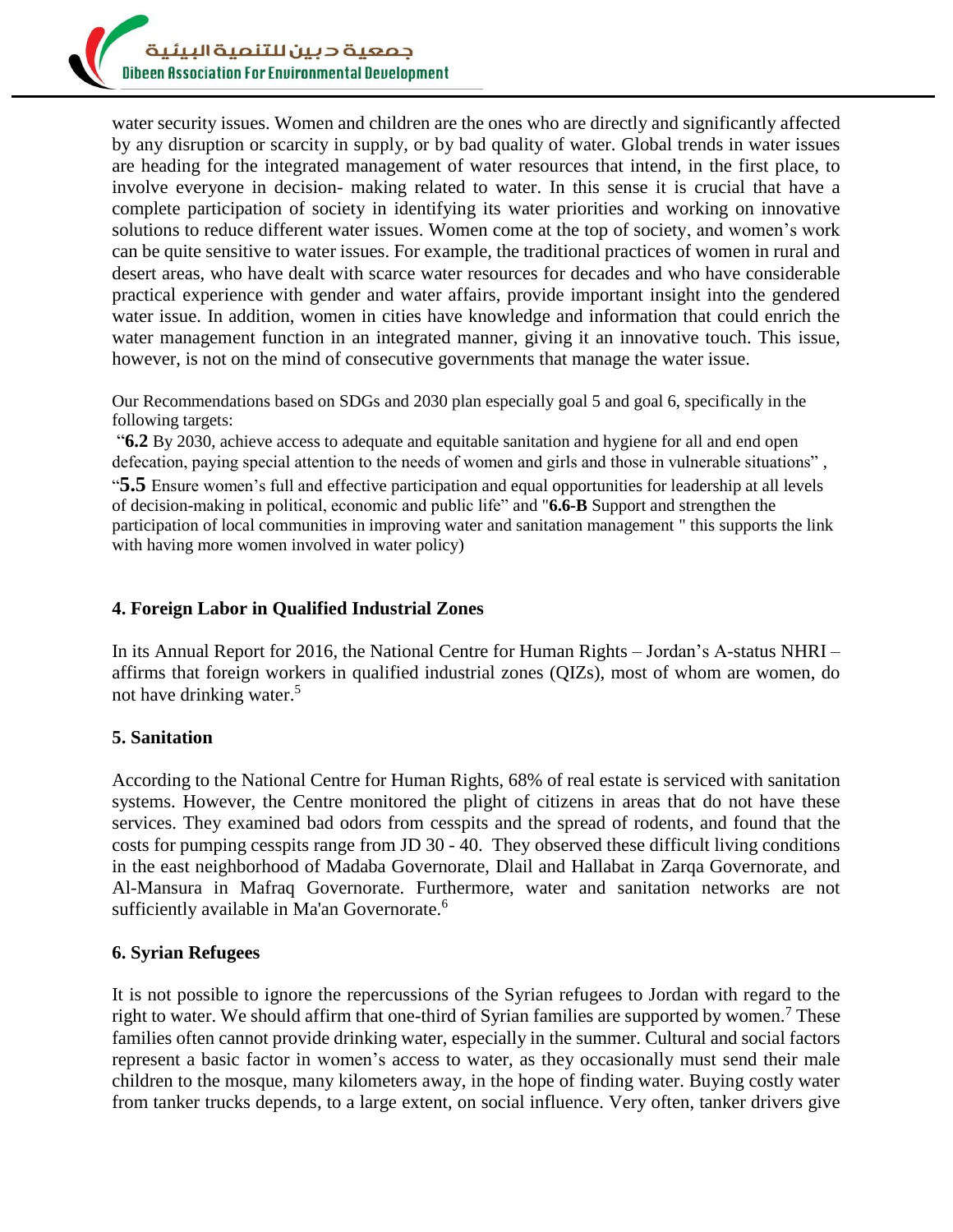water security issues. Women and children are the ones who are directly and significantly affected by any disruption or scarcity in supply, or by bad quality of water. Global trends in water issues are heading for the integrated management of water resources that intend, in the first place, to involve everyone in decision- making related to water. In this sense it is crucial that have a complete participation of society in identifying its water priorities and working on innovative solutions to reduce different water issues. Women come at the top of society, and women's work can be quite sensitive to water issues. For example, the traditional practices of women in rural and desert areas, who have dealt with scarce water resources for decades and who have considerable practical experience with gender and water affairs, provide important insight into the gendered water issue. In addition, women in cities have knowledge and information that could enrich the water management function in an integrated manner, giving it an innovative touch. This issue, however, is not on the mind of consecutive governments that manage the water issue.

Our Recommendations based on SDGs and 2030 plan especially goal 5 and goal 6, specifically in the following targets:

"**6.2** By 2030, achieve access to adequate and equitable sanitation and hygiene for all and end open defecation, paying special attention to the needs of women and girls and those in vulnerable situations" , "**5.5** Ensure women's full and effective participation and equal opportunities for leadership at all levels of decision-making in political, economic and public life" and "**6.6-B** Support and strengthen the participation of local communities in improving water and sanitation management " this supports the link with having more women involved in water policy)

## 4. Foreign Labor in Qualified Industrial Zones

In its Annual Report for 2016, the National Centre for Human Rights – Jordan's A-status NHRI – affirms that foreign workers in qualified industrial zones (QIZs), most of whom are women, do not have drinking water.[5]

## 5. Sanitation

According to the National Centre for Human Rights, 68% of real estate is serviced with sanitation systems. However, the Centre monitored the plight of citizens in areas that do not have these services. They examined bad odors from cesspits and the spread of rodents, and found that the costs for pumping cesspits range from JD 30 - 40. They observed these difficult living conditions in the east neighborhood of Madaba Governorate, Dlail and Hallabat in Zarqa Governorate, and Al-Mansura in Mafraq Governorate. Furthermore, water and sanitation networks are not sufficiently available in Ma'an Governorate.[6]

## 6. Syrian Refugees

It is not possible to ignore the repercussions of the Syrian refugees to Jordan with regard to the right to water. We should affirm that one-third of Syrian families are supported by women.[7] These families often cannot provide drinking water, especially in the summer. Cultural and social factors represent a basic factor in women's access to water, as they occasionally must send their male children to the mosque, many kilometers away, in the hope of finding water. Buying costly water from tanker trucks depends, to a large extent, on social influence. Very often, tanker drivers give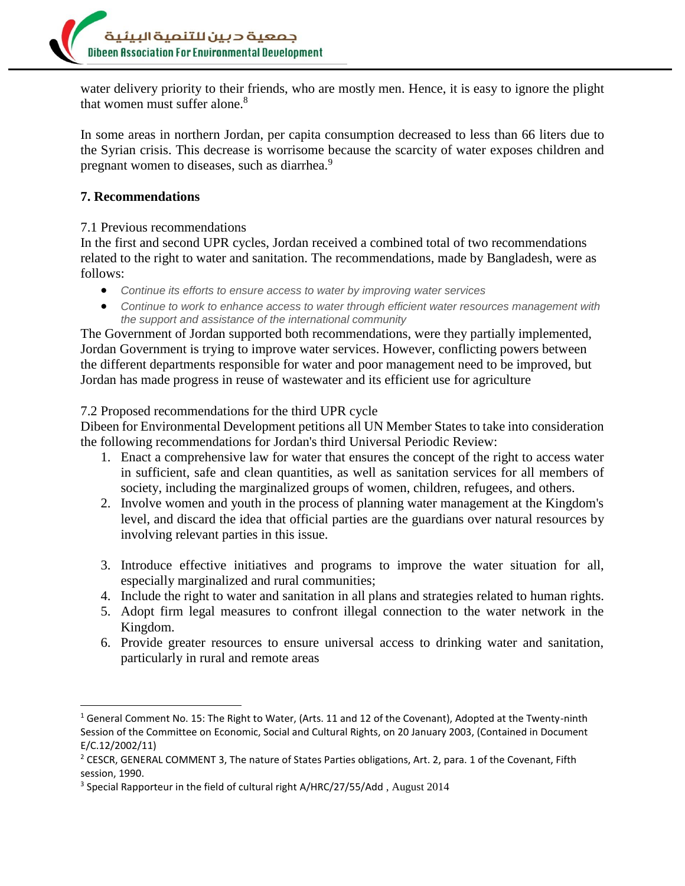water delivery priority to their friends, who are mostly men. Hence, it is easy to ignore the plight that women must suffer alone.[8]

In some areas in northern Jordan, per capita consumption decreased to less than 66 liters due to the Syrian crisis. This decrease is worrisome because the scarcity of water exposes children and pregnant women to diseases, such as diarrhea.[9]

## 7. Recommendations

### 7.1 Previous recommendations

In the first and second UPR cycles, Jordan received a combined total of two recommendations related to the right to water and sanitation. The recommendations, made by Bangladesh, were as follows:

- *Continue its efforts to ensure access to water by improving water services*
- *Continue to work to enhance access to water through efficient water resources management with the support and assistance of the international community*

The Government of Jordan supported both recommendations, were they partially implemented, Jordan Government is trying to improve water services. However, conflicting powers between the different departments responsible for water and poor management need to be improved, but Jordan has made progress in reuse of wastewater and its efficient use for agriculture

### 7.2 Proposed recommendations for the third UPR cycle

Dibeen for Environmental Development petitions all UN Member States to take into consideration the following recommendations for Jordan's third Universal Periodic Review:

1. Enact a comprehensive law for water that ensures the concept of the right to access water in sufficient, safe and clean quantities, as well as sanitation services for all members of society, including the marginalized groups of women, children, refugees, and others.
2. Involve women and youth in the process of planning water management at the Kingdom's level, and discard the idea that official parties are the guardians over natural resources by involving relevant parties in this issue.
3. Introduce effective initiatives and programs to improve the water situation for all, especially marginalized and rural communities;
4. Include the right to water and sanitation in all plans and strategies related to human rights.
5. Adopt firm legal measures to confront illegal connection to the water network in the Kingdom.
6. Provide greater resources to ensure universal access to drinking water and sanitation, particularly in rural and remote areas

---

[1] General Comment No. 15: The Right to Water, (Arts. 11 and 12 of the Covenant), Adopted at the Twenty-ninth Session of the Committee on Economic, Social and Cultural Rights, on 20 January 2003, (Contained in Document E/C.12/2002/11)

[2] CESCR, GENERAL COMMENT 3, The nature of States Parties obligations, Art. 2, para. 1 of the Covenant, Fifth session, 1990.

[3] Special Rapporteur in the field of cultural right A/HRC/27/55/Add , August 2014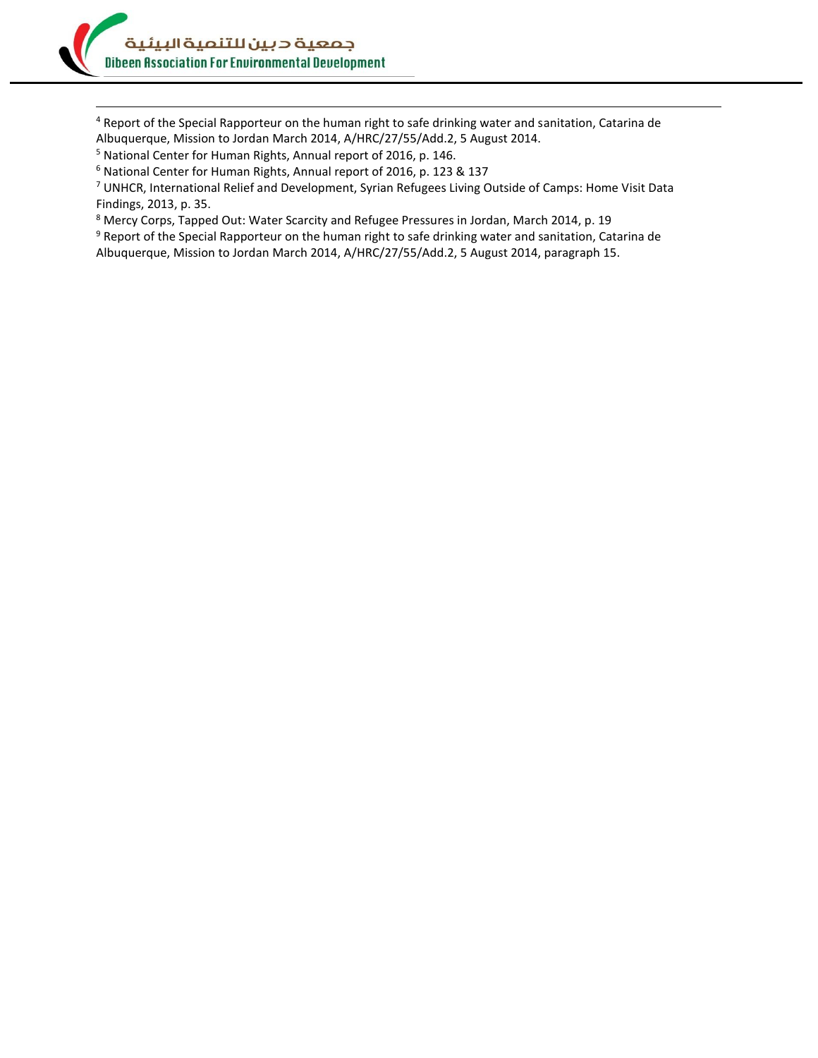[4] Report of the Special Rapporteur on the human right to safe drinking water and sanitation, Catarina de Albuquerque, Mission to Jordan March 2014, A/HRC/27/55/Add.2, 5 August 2014.

[5] National Center for Human Rights, Annual report of 2016, p. 146.

[6] National Center for Human Rights, Annual report of 2016, p. 123 & 137

[7] UNHCR, International Relief and Development, Syrian Refugees Living Outside of Camps: Home Visit Data Findings, 2013, p. 35.

[8] Mercy Corps, Tapped Out: Water Scarcity and Refugee Pressures in Jordan, March 2014, p. 19

[9] Report of the Special Rapporteur on the human right to safe drinking water and sanitation, Catarina de Albuquerque, Mission to Jordan March 2014, A/HRC/27/55/Add.2, 5 August 2014, paragraph 15.